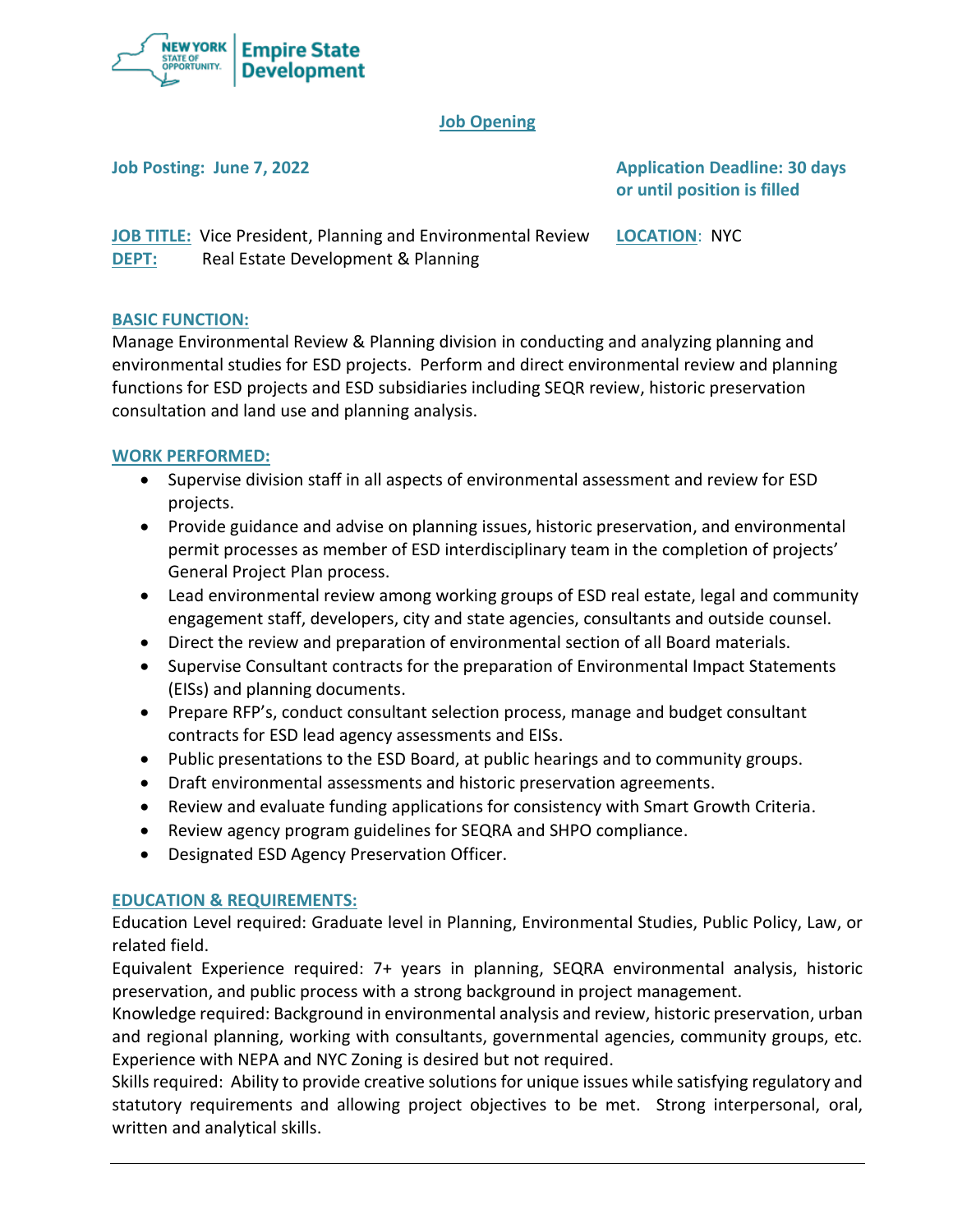New York State of Opportunity | Empire State Development

## Job Opening

**Job Posting: June 7, 2022**

**Application Deadline: 30 days or until position is filled**

**JOB TITLE:** Vice President, Planning and Environmental Review

**LOCATION**: NYC

**DEPT:** Real Estate Development & Planning

### BASIC FUNCTION:

Manage Environmental Review & Planning division in conducting and analyzing planning and environmental studies for ESD projects. Perform and direct environmental review and planning functions for ESD projects and ESD subsidiaries including SEQR review, historic preservation consultation and land use and planning analysis.

### WORK PERFORMED:

- Supervise division staff in all aspects of environmental assessment and review for ESD projects.
- Provide guidance and advise on planning issues, historic preservation, and environmental permit processes as member of ESD interdisciplinary team in the completion of projects' General Project Plan process.
- Lead environmental review among working groups of ESD real estate, legal and community engagement staff, developers, city and state agencies, consultants and outside counsel.
- Direct the review and preparation of environmental section of all Board materials.
- Supervise Consultant contracts for the preparation of Environmental Impact Statements (EISs) and planning documents.
- Prepare RFP's, conduct consultant selection process, manage and budget consultant contracts for ESD lead agency assessments and EISs.
- Public presentations to the ESD Board, at public hearings and to community groups.
- Draft environmental assessments and historic preservation agreements.
- Review and evaluate funding applications for consistency with Smart Growth Criteria.
- Review agency program guidelines for SEQRA and SHPO compliance.
- Designated ESD Agency Preservation Officer.

### EDUCATION & REQUIREMENTS:

Education Level required: Graduate level in Planning, Environmental Studies, Public Policy, Law, or related field.

Equivalent Experience required: 7+ years in planning, SEQRA environmental analysis, historic preservation, and public process with a strong background in project management.

Knowledge required: Background in environmental analysis and review, historic preservation, urban and regional planning, working with consultants, governmental agencies, community groups, etc. Experience with NEPA and NYC Zoning is desired but not required.

Skills required: Ability to provide creative solutions for unique issues while satisfying regulatory and statutory requirements and allowing project objectives to be met. Strong interpersonal, oral, written and analytical skills.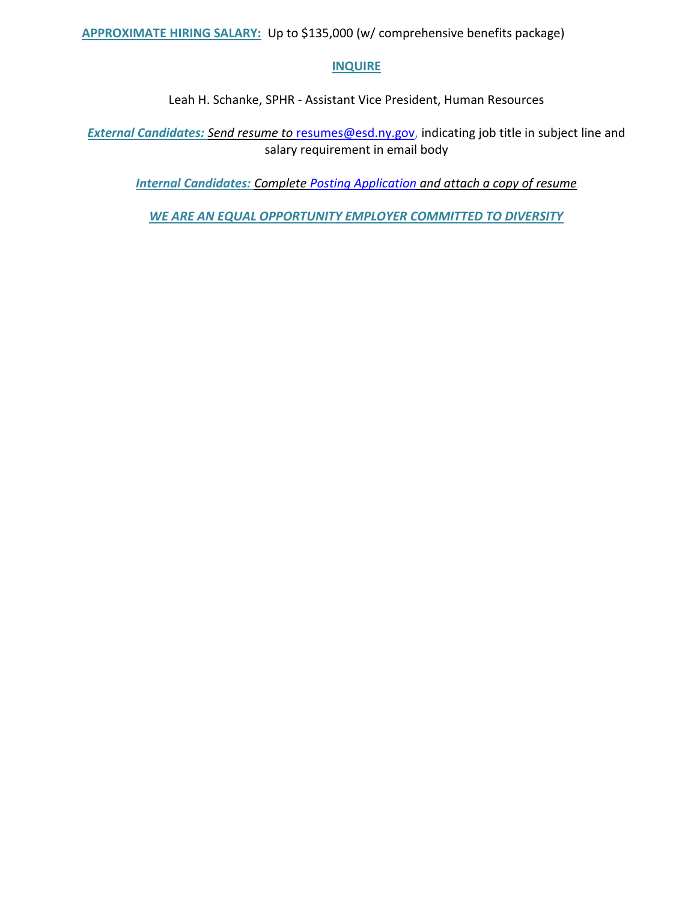**APPROXIMATE HIRING SALARY:** Up to $135,000 (w/ comprehensive benefits package)

**INQUIRE**

Leah H. Schanke, SPHR - Assistant Vice President, Human Resources

***External Candidates:*** *Send resume to* resumes@esd.ny.gov, indicating job title in subject line and salary requirement in email body

***Internal Candidates:*** *Complete Posting Application and attach a copy of resume*

***WE ARE AN EQUAL OPPORTUNITY EMPLOYER COMMITTED TO DIVERSITY***